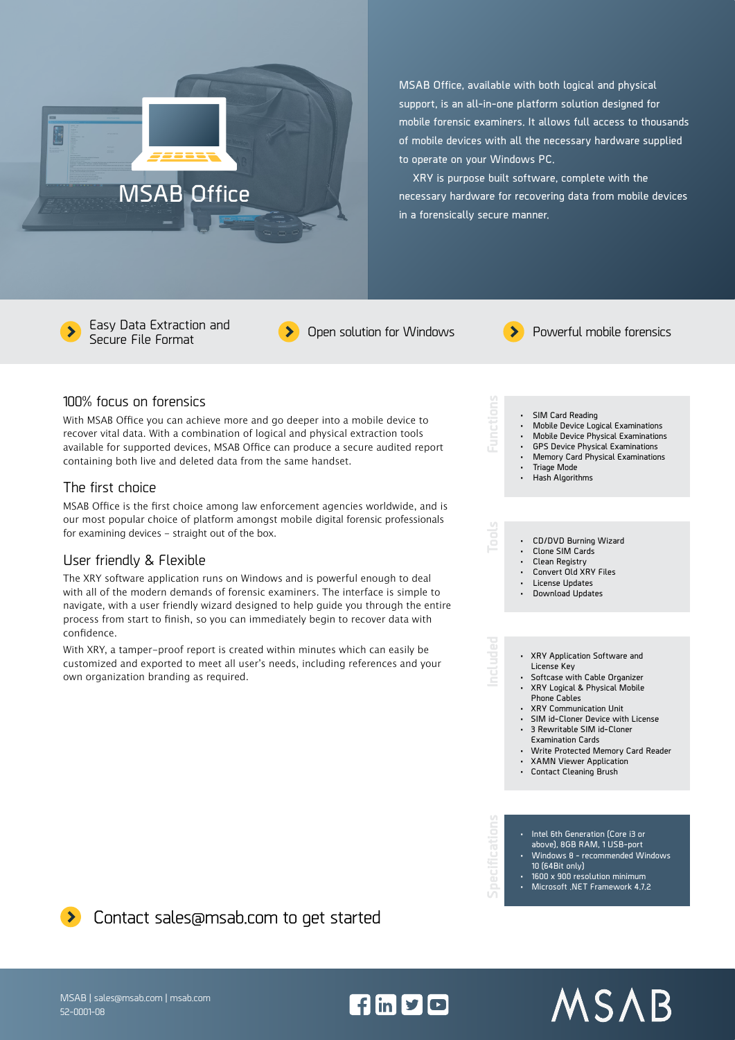# MSAB Office

MSAB Office, available with both logical and physical support, is an all-in-one platform solution designed for mobile forensic examiners. It allows full access to thousands of mobile devices with all the necessary hardware supplied to operate on your Windows PC.

XRY is purpose built software, complete with the necessary hardware for recovering data from mobile devices in a forensically secure manner.

- Easy Data Extraction and Secure File Format
- Open solution for Windows
- Powerful mobile forensics

## 100% focus on forensics

With MSAB Office you can achieve more and go deeper into a mobile device to recover vital data. With a combination of logical and physical extraction tools available for supported devices, MSAB Office can produce a secure audited report containing both live and deleted data from the same handset.

## The first choice

MSAB Office is the first choice among law enforcement agencies worldwide, and is our most popular choice of platform amongst mobile digital forensic professionals for examining devices – straight out of the box.

## User friendly & Flexible

The XRY software application runs on Windows and is powerful enough to deal with all of the modern demands of forensic examiners. The interface is simple to navigate, with a user friendly wizard designed to help guide you through the entire process from start to finish, so you can immediately begin to recover data with confidence.

With XRY, a tamper-proof report is created within minutes which can easily be customized and exported to meet all user's needs, including references and your own organization branding as required.

### Functions

- SIM Card Reading
- Mobile Device Logical Examinations
- Mobile Device Physical Examinations
- GPS Device Physical Examinations
- Memory Card Physical Examinations
- Triage Mode
- Hash Algorithms

### Tools

- CD/DVD Burning Wizard
- Clone SIM Cards
- Clean Registry
- Convert Old XRY Files
- License Updates
- Download Updates

### Included

- XRY Application Software and License Key
- Softcase with Cable Organizer
- XRY Logical & Physical Mobile Phone Cables
- XRY Communication Unit
- SIM id-Cloner Device with License
- 3 Rewritable SIM id-Cloner Examination Cards
- Write Protected Memory Card Reader
- XAMN Viewer Application
- Contact Cleaning Brush

### Specifications

- Intel 6th Generation (Core i3 or above), 8GB RAM, 1 USB-port
- Windows 8 - recommended Windows 10 (64Bit only)
- 1600 x 900 resolution minimum
- Microsoft .NET Framework 4.7.2

Contact sales@msab.com to get started

MSAB | sales@msab.com | msab.com
52-0001-08

MSAB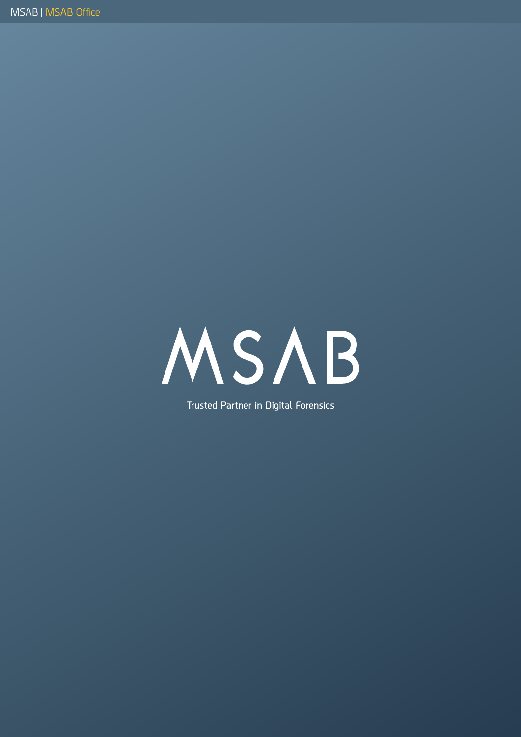# MSAB

Trusted Partner in Digital Forensics